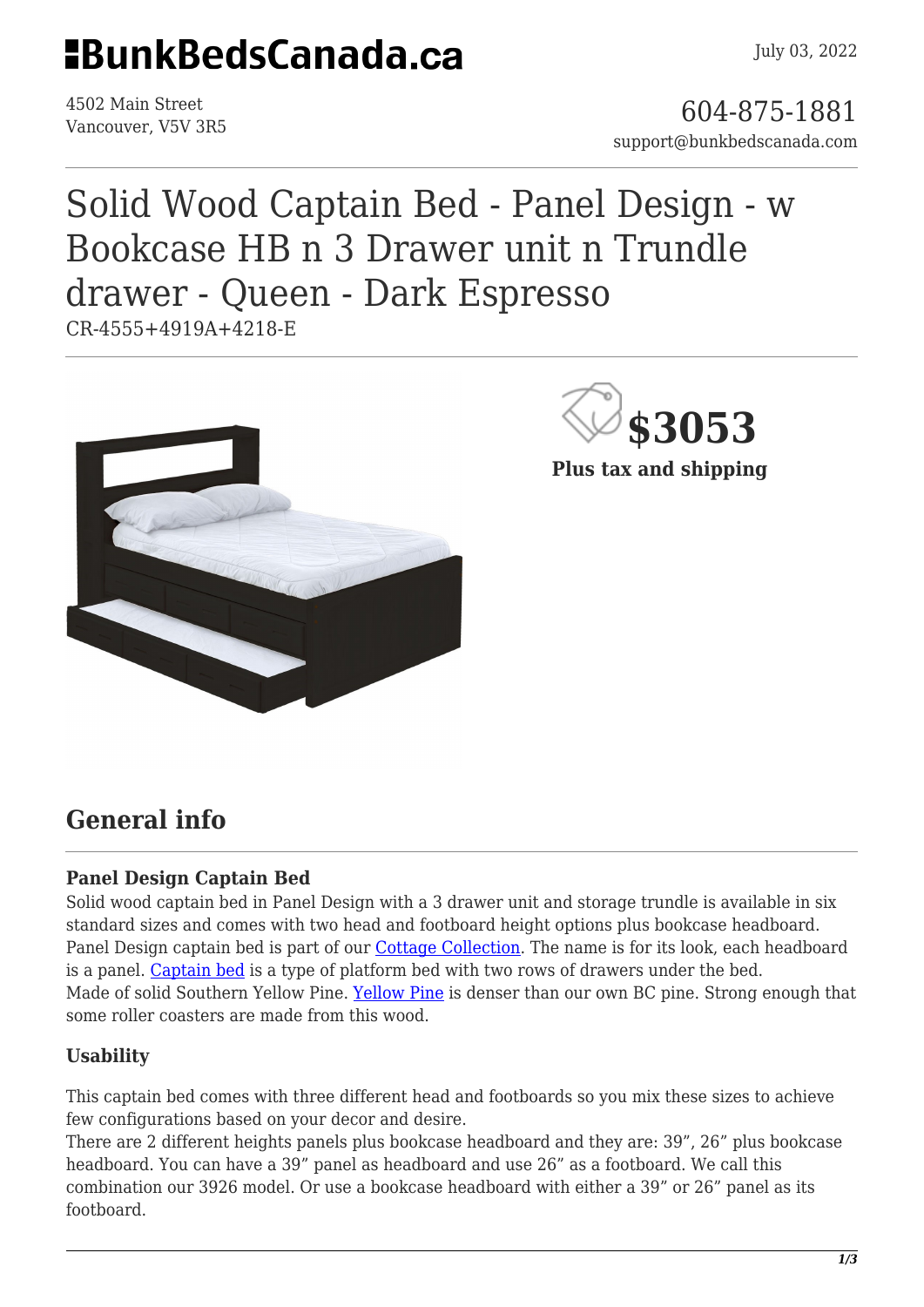# BunkBedsCanada.ca

July 03, 2022

4502 Main Street
Vancouver, V5V 3R5

604-875-1881
support@bunkbedscanada.com

# Solid Wood Captain Bed - Panel Design - w Bookcase HB n 3 Drawer unit n Trundle drawer - Queen - Dark Espresso

CR-4555+4919A+4218-E

**$3053**

**Plus tax and shipping**

## General info

### Panel Design Captain Bed

Solid wood captain bed in Panel Design with a 3 drawer unit and storage trundle is available in six standard sizes and comes with two head and footboard height options plus bookcase headboard. Panel Design captain bed is part of our Cottage Collection. The name is for its look, each headboard is a panel. Captain bed is a type of platform bed with two rows of drawers under the bed. Made of solid Southern Yellow Pine. Yellow Pine is denser than our own BC pine. Strong enough that some roller coasters are made from this wood.

### Usability

This captain bed comes with three different head and footboards so you mix these sizes to achieve few configurations based on your decor and desire.
There are 2 different heights panels plus bookcase headboard and they are: 39", 26" plus bookcase headboard. You can have a 39" panel as headboard and use 26" as a footboard. We call this combination our 3926 model. Or use a bookcase headboard with either a 39" or 26" panel as its footboard.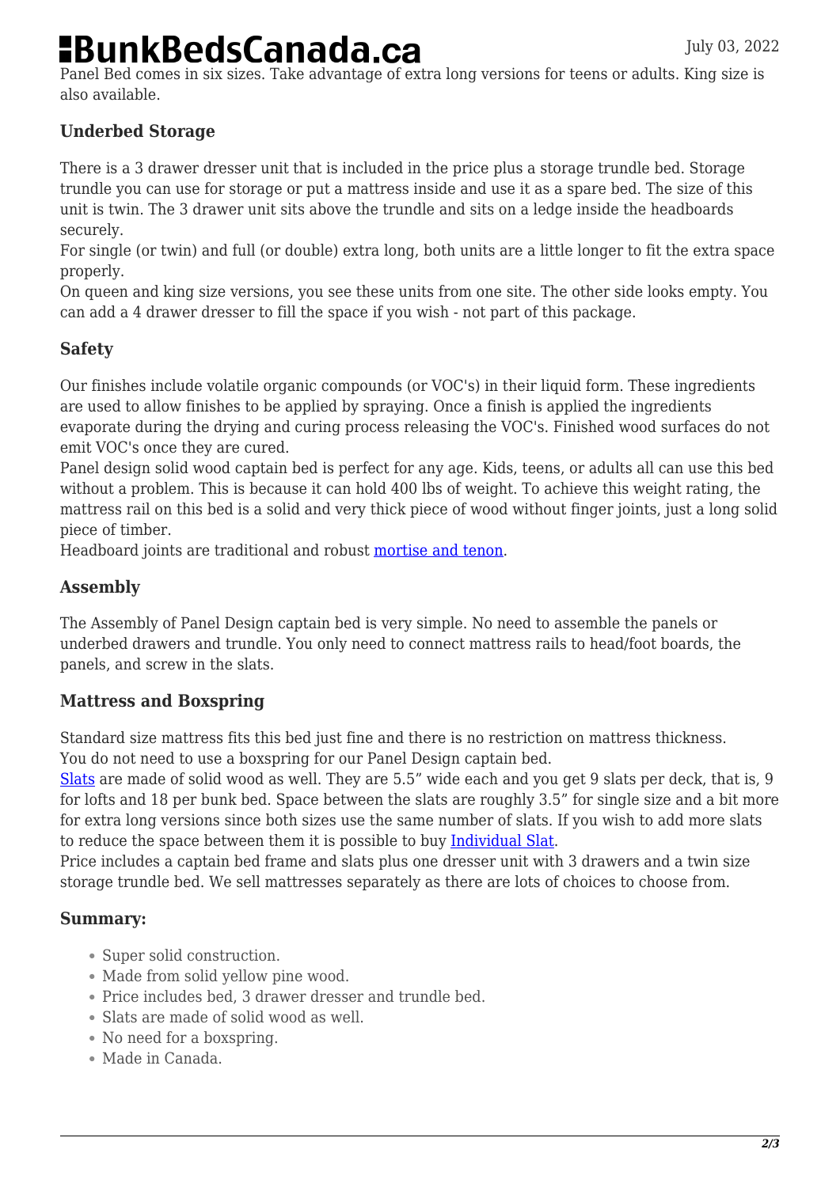Panel Bed comes in six sizes. Take advantage of extra long versions for teens or adults. King size is also available.

### Underbed Storage

There is a 3 drawer dresser unit that is included in the price plus a storage trundle bed. Storage trundle you can use for storage or put a mattress inside and use it as a spare bed. The size of this unit is twin. The 3 drawer unit sits above the trundle and sits on a ledge inside the headboards securely.
For single (or twin) and full (or double) extra long, both units are a little longer to fit the extra space properly.
On queen and king size versions, you see these units from one site. The other side looks empty. You can add a 4 drawer dresser to fill the space if you wish - not part of this package.

### Safety

Our finishes include volatile organic compounds (or VOC's) in their liquid form. These ingredients are used to allow finishes to be applied by spraying. Once a finish is applied the ingredients evaporate during the drying and curing process releasing the VOC's. Finished wood surfaces do not emit VOC's once they are cured.
Panel design solid wood captain bed is perfect for any age. Kids, teens, or adults all can use this bed without a problem. This is because it can hold 400 lbs of weight. To achieve this weight rating, the mattress rail on this bed is a solid and very thick piece of wood without finger joints, just a long solid piece of timber.
Headboard joints are traditional and robust mortise and tenon.

### Assembly

The Assembly of Panel Design captain bed is very simple. No need to assemble the panels or underbed drawers and trundle. You only need to connect mattress rails to head/foot boards, the panels, and screw in the slats.

### Mattress and Boxspring

Standard size mattress fits this bed just fine and there is no restriction on mattress thickness.
You do not need to use a boxspring for our Panel Design captain bed.
Slats are made of solid wood as well. They are 5.5" wide each and you get 9 slats per deck, that is, 9 for lofts and 18 per bunk bed. Space between the slats are roughly 3.5" for single size and a bit more for extra long versions since both sizes use the same number of slats. If you wish to add more slats to reduce the space between them it is possible to buy Individual Slat.
Price includes a captain bed frame and slats plus one dresser unit with 3 drawers and a twin size storage trundle bed. We sell mattresses separately as there are lots of choices to choose from.

### Summary:

- Super solid construction.
- Made from solid yellow pine wood.
- Price includes bed, 3 drawer dresser and trundle bed.
- Slats are made of solid wood as well.
- No need for a boxspring.
- Made in Canada.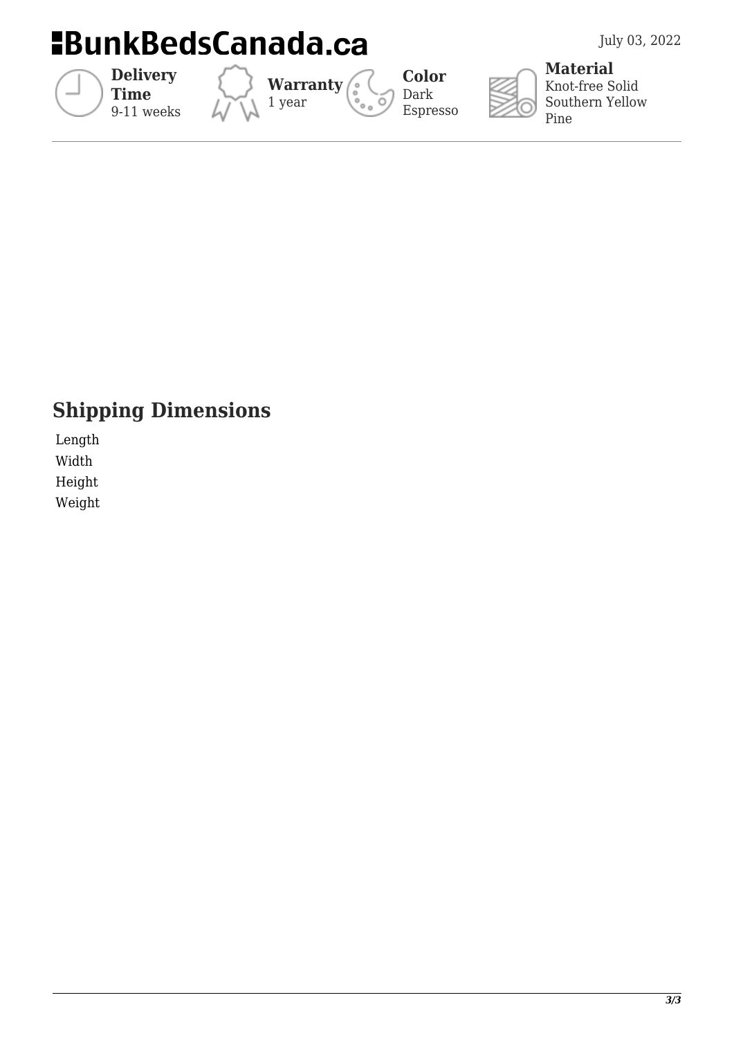# BunkBedsCanada.ca

July 03, 2022

**Delivery Time**
9-11 weeks

**Warranty**
1 year

**Color**
Dark Espresso

**Material**
Knot-free Solid Southern Yellow Pine

## Shipping Dimensions

| | |
|---|---|
| Length | |
| Width | |
| Height | |
| Weight | |